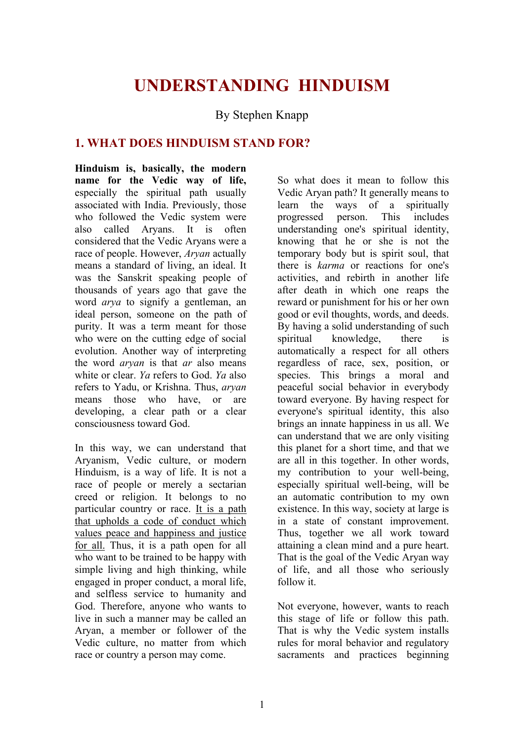# UNDERSTANDING HINDUISM

By Stephen Knapp

## 1. WHAT DOES HINDUISM STAND FOR?

**Hinduism is, basically, the modern name for the Vedic way of life,** especially the spiritual path usually associated with India. Previously, those who followed the Vedic system were also called Aryans. It is often considered that the Vedic Aryans were a race of people. However, *Aryan* actually means a standard of living, an ideal. It was the Sanskrit speaking people of thousands of years ago that gave the word *arya* to signify a gentleman, an ideal person, someone on the path of purity. It was a term meant for those who were on the cutting edge of social evolution. Another way of interpreting the word *aryan* is that *ar* also means white or clear. *Ya* refers to God. *Ya* also refers to Yadu, or Krishna. Thus, *aryan* means those who have, or are developing, a clear path or a clear consciousness toward God.

In this way, we can understand that Aryanism, Vedic culture, or modern Hinduism, is a way of life. It is not a race of people or merely a sectarian creed or religion. It belongs to no particular country or race. <u>It is a path that upholds a code of conduct which values peace and happiness and justice for all.</u> Thus, it is a path open for all who want to be trained to be happy with simple living and high thinking, while engaged in proper conduct, a moral life, and selfless service to humanity and God. Therefore, anyone who wants to live in such a manner may be called an Aryan, a member or follower of the Vedic culture, no matter from which race or country a person may come.

So what does it mean to follow this Vedic Aryan path? It generally means to learn the ways of a spiritually progressed person. This includes understanding one's spiritual identity, knowing that he or she is not the temporary body but is spirit soul, that there is *karma* or reactions for one's activities, and rebirth in another life after death in which one reaps the reward or punishment for his or her own good or evil thoughts, words, and deeds. By having a solid understanding of such spiritual knowledge, there is automatically a respect for all others regardless of race, sex, position, or species. This brings a moral and peaceful social behavior in everybody toward everyone. By having respect for everyone's spiritual identity, this also brings an innate happiness in us all. We can understand that we are only visiting this planet for a short time, and that we are all in this together. In other words, my contribution to your well-being, especially spiritual well-being, will be an automatic contribution to my own existence. In this way, society at large is in a state of constant improvement. Thus, together we all work toward attaining a clean mind and a pure heart. That is the goal of the Vedic Aryan way of life, and all those who seriously follow it.

Not everyone, however, wants to reach this stage of life or follow this path. That is why the Vedic system installs rules for moral behavior and regulatory sacraments and practices beginning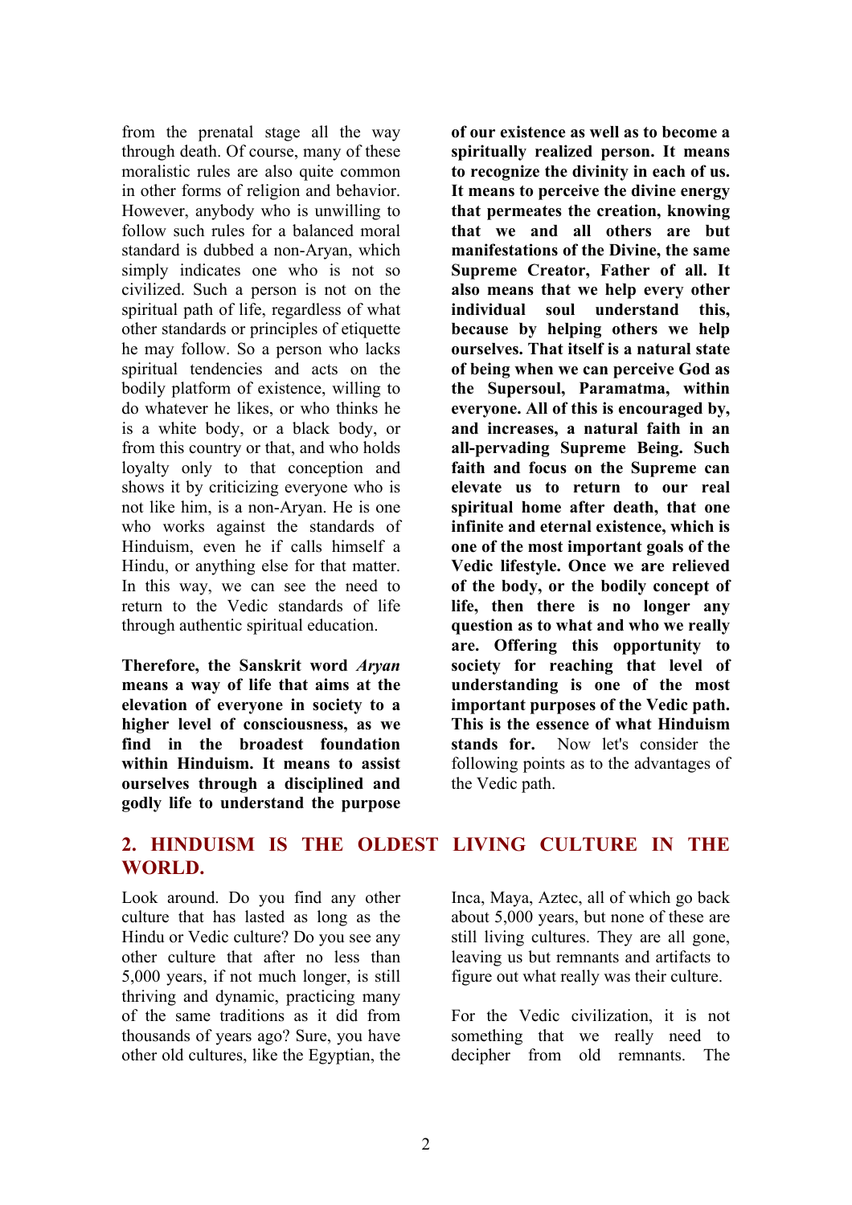from the prenatal stage all the way through death. Of course, many of these moralistic rules are also quite common in other forms of religion and behavior. However, anybody who is unwilling to follow such rules for a balanced moral standard is dubbed a non-Aryan, which simply indicates one who is not so civilized. Such a person is not on the spiritual path of life, regardless of what other standards or principles of etiquette he may follow. So a person who lacks spiritual tendencies and acts on the bodily platform of existence, willing to do whatever he likes, or who thinks he is a white body, or a black body, or from this country or that, and who holds loyalty only to that conception and shows it by criticizing everyone who is not like him, is a non-Aryan. He is one who works against the standards of Hinduism, even he if calls himself a Hindu, or anything else for that matter. In this way, we can see the need to return to the Vedic standards of life through authentic spiritual education.

**Therefore, the Sanskrit word *Aryan* means a way of life that aims at the elevation of everyone in society to a higher level of consciousness, as we find in the broadest foundation within Hinduism. It means to assist ourselves through a disciplined and godly life to understand the purpose of our existence as well as to become a spiritually realized person. It means to recognize the divinity in each of us. It means to perceive the divine energy that permeates the creation, knowing that we and all others are but manifestations of the Divine, the same Supreme Creator, Father of all. It also means that we help every other individual soul understand this, because by helping others we help ourselves. That itself is a natural state of being when we can perceive God as the Supersoul, Paramatma, within everyone. All of this is encouraged by, and increases, a natural faith in an all-pervading Supreme Being. Such faith and focus on the Supreme can elevate us to return to our real spiritual home after death, that one infinite and eternal existence, which is one of the most important goals of the Vedic lifestyle. Once we are relieved of the body, or the bodily concept of life, then there is no longer any question as to what and who we really are. Offering this opportunity to society for reaching that level of understanding is one of the most important purposes of the Vedic path. This is the essence of what Hinduism stands for.** Now let's consider the following points as to the advantages of the Vedic path.

## 2. HINDUISM IS THE OLDEST LIVING CULTURE IN THE WORLD.

Look around. Do you find any other culture that has lasted as long as the Hindu or Vedic culture? Do you see any other culture that after no less than 5,000 years, if not much longer, is still thriving and dynamic, practicing many of the same traditions as it did from thousands of years ago? Sure, you have other old cultures, like the Egyptian, the Inca, Maya, Aztec, all of which go back about 5,000 years, but none of these are still living cultures. They are all gone, leaving us but remnants and artifacts to figure out what really was their culture.

For the Vedic civilization, it is not something that we really need to decipher from old remnants. The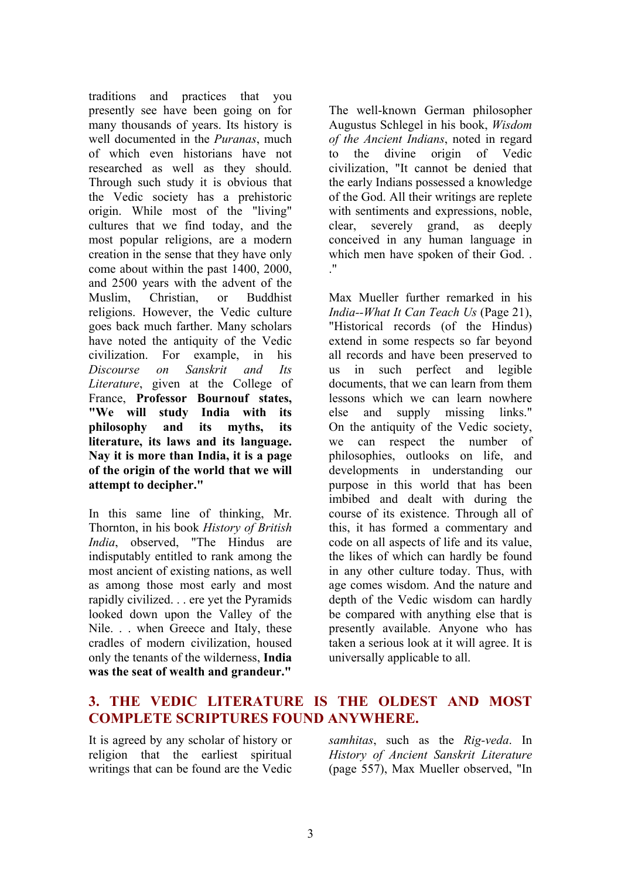traditions and practices that you presently see have been going on for many thousands of years. Its history is well documented in the *Puranas*, much of which even historians have not researched as well as they should. Through such study it is obvious that the Vedic society has a prehistoric origin. While most of the "living" cultures that we find today, and the most popular religions, are a modern creation in the sense that they have only come about within the past 1400, 2000, and 2500 years with the advent of the Muslim, Christian, or Buddhist religions. However, the Vedic culture goes back much farther. Many scholars have noted the antiquity of the Vedic civilization. For example, in his *Discourse on Sanskrit and Its Literature*, given at the College of France, **Professor Bournouf states, "We will study India with its philosophy and its myths, its literature, its laws and its language. Nay it is more than India, it is a page of the origin of the world that we will attempt to decipher."**

In this same line of thinking, Mr. Thornton, in his book *History of British India*, observed, "The Hindus are indisputably entitled to rank among the most ancient of existing nations, as well as among those most early and most rapidly civilized. . . ere yet the Pyramids looked down upon the Valley of the Nile. . . when Greece and Italy, these cradles of modern civilization, housed only the tenants of the wilderness, **India was the seat of wealth and grandeur."**

The well-known German philosopher Augustus Schlegel in his book, *Wisdom of the Ancient Indians*, noted in regard to the divine origin of Vedic civilization, "It cannot be denied that the early Indians possessed a knowledge of the God. All their writings are replete with sentiments and expressions, noble, clear, severely grand, as deeply conceived in any human language in which men have spoken of their God. . ."

Max Mueller further remarked in his *India--What It Can Teach Us* (Page 21), "Historical records (of the Hindus) extend in some respects so far beyond all records and have been preserved to us in such perfect and legible documents, that we can learn from them lessons which we can learn nowhere else and supply missing links." On the antiquity of the Vedic society, we can respect the number of philosophies, outlooks on life, and developments in understanding our purpose in this world that has been imbibed and dealt with during the course of its existence. Through all of this, it has formed a commentary and code on all aspects of life and its value, the likes of which can hardly be found in any other culture today. Thus, with age comes wisdom. And the nature and depth of the Vedic wisdom can hardly be compared with anything else that is presently available. Anyone who has taken a serious look at it will agree. It is universally applicable to all.

## 3. THE VEDIC LITERATURE IS THE OLDEST AND MOST COMPLETE SCRIPTURES FOUND ANYWHERE.

It is agreed by any scholar of history or religion that the earliest spiritual writings that can be found are the Vedic *samhitas*, such as the *Rig-veda*. In *History of Ancient Sanskrit Literature* (page 557), Max Mueller observed, "In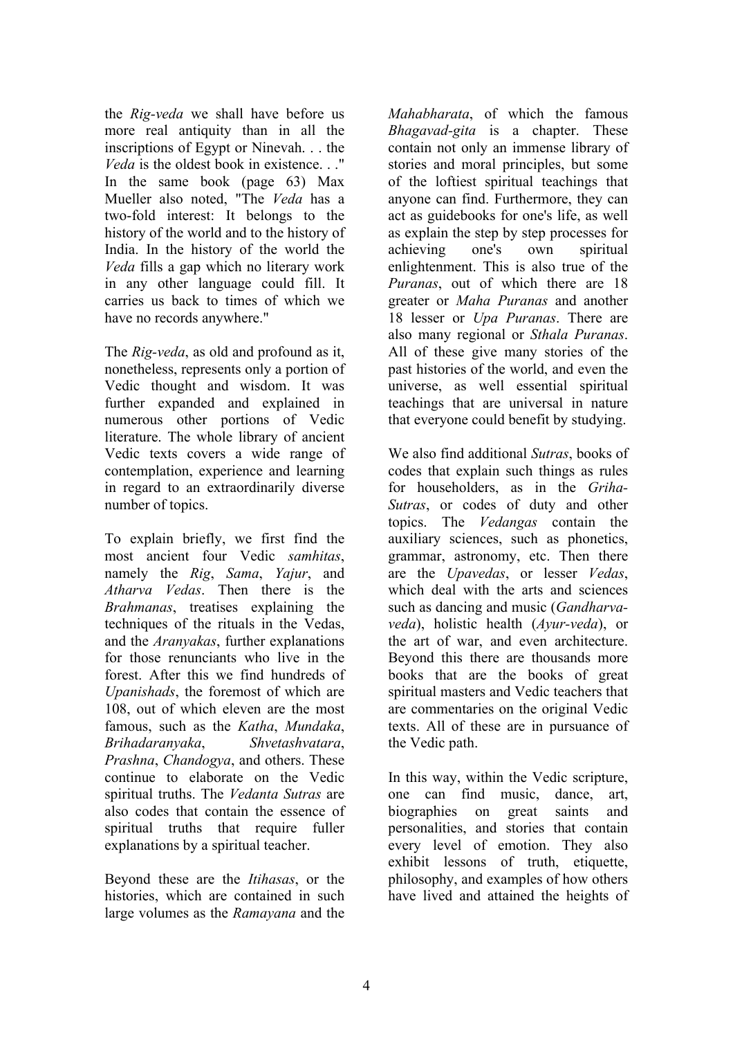the *Rig-veda* we shall have before us more real antiquity than in all the inscriptions of Egypt or Ninevah. . . the *Veda* is the oldest book in existence. . ." In the same book (page 63) Max Mueller also noted, "The *Veda* has a two-fold interest: It belongs to the history of the world and to the history of India. In the history of the world the *Veda* fills a gap which no literary work in any other language could fill. It carries us back to times of which we have no records anywhere."

The *Rig-veda*, as old and profound as it, nonetheless, represents only a portion of Vedic thought and wisdom. It was further expanded and explained in numerous other portions of Vedic literature. The whole library of ancient Vedic texts covers a wide range of contemplation, experience and learning in regard to an extraordinarily diverse number of topics.

To explain briefly, we first find the most ancient four Vedic *samhitas*, namely the *Rig*, *Sama*, *Yajur*, and *Atharva Vedas*. Then there is the *Brahmanas*, treatises explaining the techniques of the rituals in the Vedas, and the *Aranyakas*, further explanations for those renunciants who live in the forest. After this we find hundreds of *Upanishads*, the foremost of which are 108, out of which eleven are the most famous, such as the *Katha*, *Mundaka*, *Brihadaranyaka*, *Shvetashvatara*, *Prashna*, *Chandogya*, and others. These continue to elaborate on the Vedic spiritual truths. The *Vedanta Sutras* are also codes that contain the essence of spiritual truths that require fuller explanations by a spiritual teacher.

Beyond these are the *Itihasas*, or the histories, which are contained in such large volumes as the *Ramayana* and the *Mahabharata*, of which the famous *Bhagavad-gita* is a chapter. These contain not only an immense library of stories and moral principles, but some of the loftiest spiritual teachings that anyone can find. Furthermore, they can act as guidebooks for one's life, as well as explain the step by step processes for achieving one's own spiritual enlightenment. This is also true of the *Puranas*, out of which there are 18 greater or *Maha Puranas* and another 18 lesser or *Upa Puranas*. There are also many regional or *Sthala Puranas*. All of these give many stories of the past histories of the world, and even the universe, as well essential spiritual teachings that are universal in nature that everyone could benefit by studying.

We also find additional *Sutras*, books of codes that explain such things as rules for householders, as in the *Griha-Sutras*, or codes of duty and other topics. The *Vedangas* contain the auxiliary sciences, such as phonetics, grammar, astronomy, etc. Then there are the *Upavedas*, or lesser *Vedas*, which deal with the arts and sciences such as dancing and music (*Gandharva-veda*), holistic health (*Ayur-veda*), or the art of war, and even architecture. Beyond this there are thousands more books that are the books of great spiritual masters and Vedic teachers that are commentaries on the original Vedic texts. All of these are in pursuance of the Vedic path.

In this way, within the Vedic scripture, one can find music, dance, art, biographies on great saints and personalities, and stories that contain every level of emotion. They also exhibit lessons of truth, etiquette, philosophy, and examples of how others have lived and attained the heights of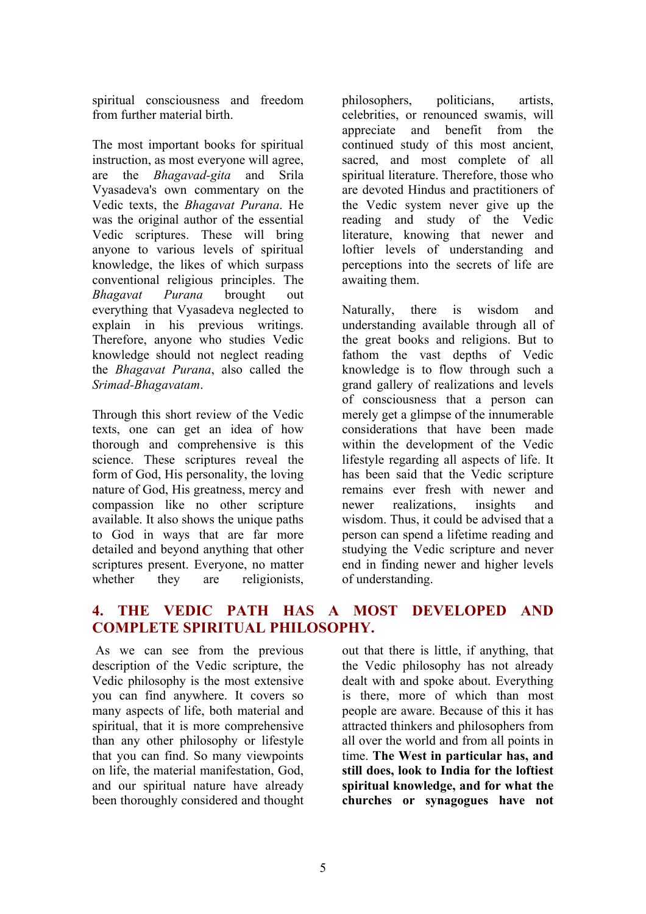spiritual consciousness and freedom from further material birth.

The most important books for spiritual instruction, as most everyone will agree, are the *Bhagavad-gita* and Srila Vyasadeva's own commentary on the Vedic texts, the *Bhagavat Purana*. He was the original author of the essential Vedic scriptures. These will bring anyone to various levels of spiritual knowledge, the likes of which surpass conventional religious principles. The *Bhagavat Purana* brought out everything that Vyasadeva neglected to explain in his previous writings. Therefore, anyone who studies Vedic knowledge should not neglect reading the *Bhagavat Purana*, also called the *Srimad-Bhagavatam*.

Through this short review of the Vedic texts, one can get an idea of how thorough and comprehensive is this science. These scriptures reveal the form of God, His personality, the loving nature of God, His greatness, mercy and compassion like no other scripture available. It also shows the unique paths to God in ways that are far more detailed and beyond anything that other scriptures present. Everyone, no matter whether they are religionists, philosophers, politicians, artists, celebrities, or renounced swamis, will appreciate and benefit from the continued study of this most ancient, sacred, and most complete of all spiritual literature. Therefore, those who are devoted Hindus and practitioners of the Vedic system never give up the reading and study of the Vedic literature, knowing that newer and loftier levels of understanding and perceptions into the secrets of life are awaiting them.

Naturally, there is wisdom and understanding available through all of the great books and religions. But to fathom the vast depths of Vedic knowledge is to flow through such a grand gallery of realizations and levels of consciousness that a person can merely get a glimpse of the innumerable considerations that have been made within the development of the Vedic lifestyle regarding all aspects of life. It has been said that the Vedic scripture remains ever fresh with newer and newer realizations, insights and wisdom. Thus, it could be advised that a person can spend a lifetime reading and studying the Vedic scripture and never end in finding newer and higher levels of understanding.

## 4. THE VEDIC PATH HAS A MOST DEVELOPED AND COMPLETE SPIRITUAL PHILOSOPHY.

As we can see from the previous description of the Vedic scripture, the Vedic philosophy is the most extensive you can find anywhere. It covers so many aspects of life, both material and spiritual, that it is more comprehensive than any other philosophy or lifestyle that you can find. So many viewpoints on life, the material manifestation, God, and our spiritual nature have already been thoroughly considered and thought out that there is little, if anything, that the Vedic philosophy has not already dealt with and spoke about. Everything is there, more of which than most people are aware. Because of this it has attracted thinkers and philosophers from all over the world and from all points in time. **The West in particular has, and still does, look to India for the loftiest spiritual knowledge, and for what the churches or synagogues have not**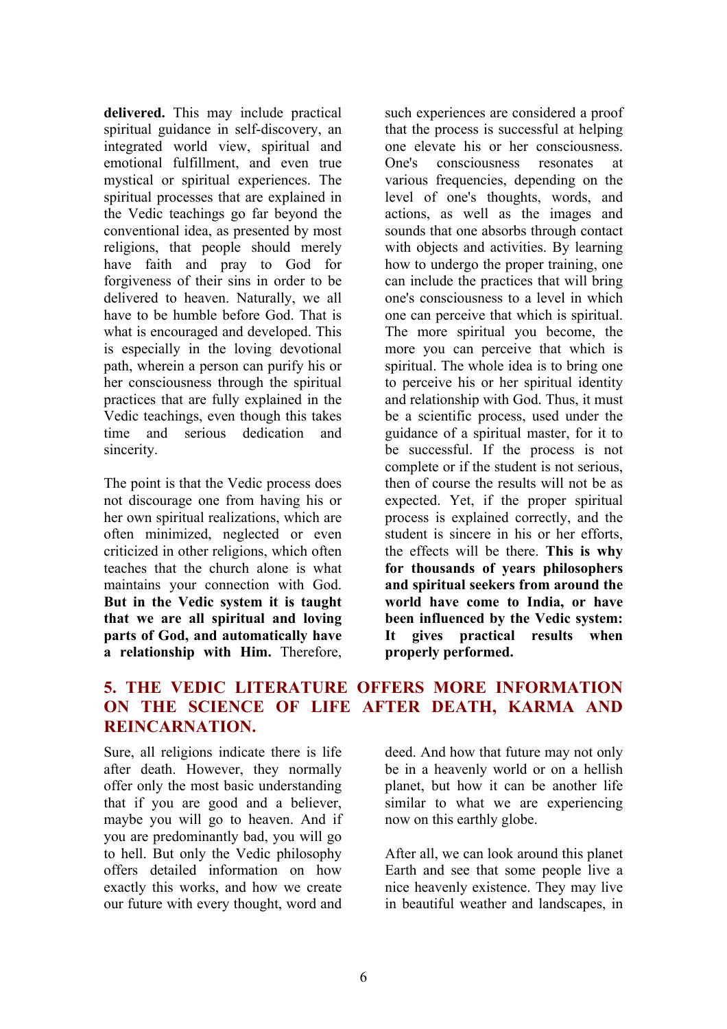**delivered.** This may include practical spiritual guidance in self-discovery, an integrated world view, spiritual and emotional fulfillment, and even true mystical or spiritual experiences. The spiritual processes that are explained in the Vedic teachings go far beyond the conventional idea, as presented by most religions, that people should merely have faith and pray to God for forgiveness of their sins in order to be delivered to heaven. Naturally, we all have to be humble before God. That is what is encouraged and developed. This is especially in the loving devotional path, wherein a person can purify his or her consciousness through the spiritual practices that are fully explained in the Vedic teachings, even though this takes time and serious dedication and sincerity.

The point is that the Vedic process does not discourage one from having his or her own spiritual realizations, which are often minimized, neglected or even criticized in other religions, which often teaches that the church alone is what maintains your connection with God. **But in the Vedic system it is taught that we are all spiritual and loving parts of God, and automatically have a relationship with Him.** Therefore, such experiences are considered a proof that the process is successful at helping one elevate his or her consciousness. One's consciousness resonates at various frequencies, depending on the level of one's thoughts, words, and actions, as well as the images and sounds that one absorbs through contact with objects and activities. By learning how to undergo the proper training, one can include the practices that will bring one's consciousness to a level in which one can perceive that which is spiritual. The more spiritual you become, the more you can perceive that which is spiritual. The whole idea is to bring one to perceive his or her spiritual identity and relationship with God. Thus, it must be a scientific process, used under the guidance of a spiritual master, for it to be successful. If the process is not complete or if the student is not serious, then of course the results will not be as expected. Yet, if the proper spiritual process is explained correctly, and the student is sincere in his or her efforts, the effects will be there. **This is why for thousands of years philosophers and spiritual seekers from around the world have come to India, or have been influenced by the Vedic system: It gives practical results when properly performed.**

## 5. THE VEDIC LITERATURE OFFERS MORE INFORMATION ON THE SCIENCE OF LIFE AFTER DEATH, KARMA AND REINCARNATION.

Sure, all religions indicate there is life after death. However, they normally offer only the most basic understanding that if you are good and a believer, maybe you will go to heaven. And if you are predominantly bad, you will go to hell. But only the Vedic philosophy offers detailed information on how exactly this works, and how we create our future with every thought, word and deed. And how that future may not only be in a heavenly world or on a hellish planet, but how it can be another life similar to what we are experiencing now on this earthly globe.

After all, we can look around this planet Earth and see that some people live a nice heavenly existence. They may live in beautiful weather and landscapes, in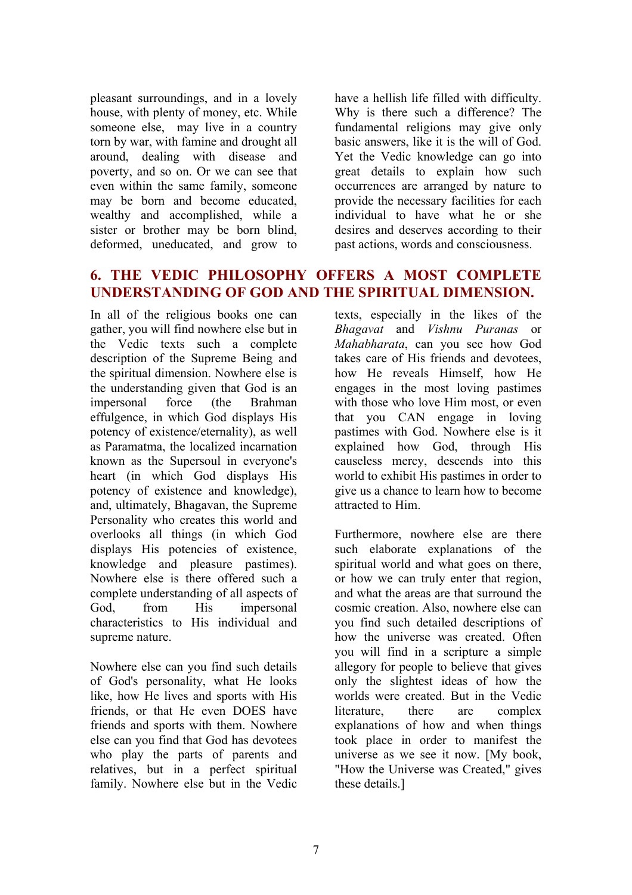pleasant surroundings, and in a lovely house, with plenty of money, etc. While someone else, may live in a country torn by war, with famine and drought all around, dealing with disease and poverty, and so on. Or we can see that even within the same family, someone may be born and become educated, wealthy and accomplished, while a sister or brother may be born blind, deformed, uneducated, and grow to have a hellish life filled with difficulty. Why is there such a difference? The fundamental religions may give only basic answers, like it is the will of God. Yet the Vedic knowledge can go into great details to explain how such occurrences are arranged by nature to provide the necessary facilities for each individual to have what he or she desires and deserves according to their past actions, words and consciousness.

## 6. THE VEDIC PHILOSOPHY OFFERS A MOST COMPLETE UNDERSTANDING OF GOD AND THE SPIRITUAL DIMENSION.

In all of the religious books one can gather, you will find nowhere else but in the Vedic texts such a complete description of the Supreme Being and the spiritual dimension. Nowhere else is the understanding given that God is an impersonal force (the Brahman effulgence, in which God displays His potency of existence/eternality), as well as Paramatma, the localized incarnation known as the Supersoul in everyone's heart (in which God displays His potency of existence and knowledge), and, ultimately, Bhagavan, the Supreme Personality who creates this world and overlooks all things (in which God displays His potencies of existence, knowledge and pleasure pastimes). Nowhere else is there offered such a complete understanding of all aspects of God, from His impersonal characteristics to His individual and supreme nature.

Nowhere else can you find such details of God's personality, what He looks like, how He lives and sports with His friends, or that He even DOES have friends and sports with them. Nowhere else can you find that God has devotees who play the parts of parents and relatives, but in a perfect spiritual family. Nowhere else but in the Vedic texts, especially in the likes of the *Bhagavat* and *Vishnu Puranas* or *Mahabharata*, can you see how God takes care of His friends and devotees, how He reveals Himself, how He engages in the most loving pastimes with those who love Him most, or even that you CAN engage in loving pastimes with God. Nowhere else is it explained how God, through His causeless mercy, descends into this world to exhibit His pastimes in order to give us a chance to learn how to become attracted to Him.

Furthermore, nowhere else are there such elaborate explanations of the spiritual world and what goes on there, or how we can truly enter that region, and what the areas are that surround the cosmic creation. Also, nowhere else can you find such detailed descriptions of how the universe was created. Often you will find in a scripture a simple allegory for people to believe that gives only the slightest ideas of how the worlds were created. But in the Vedic literature, there are complex explanations of how and when things took place in order to manifest the universe as we see it now. [My book, "How the Universe was Created," gives these details.]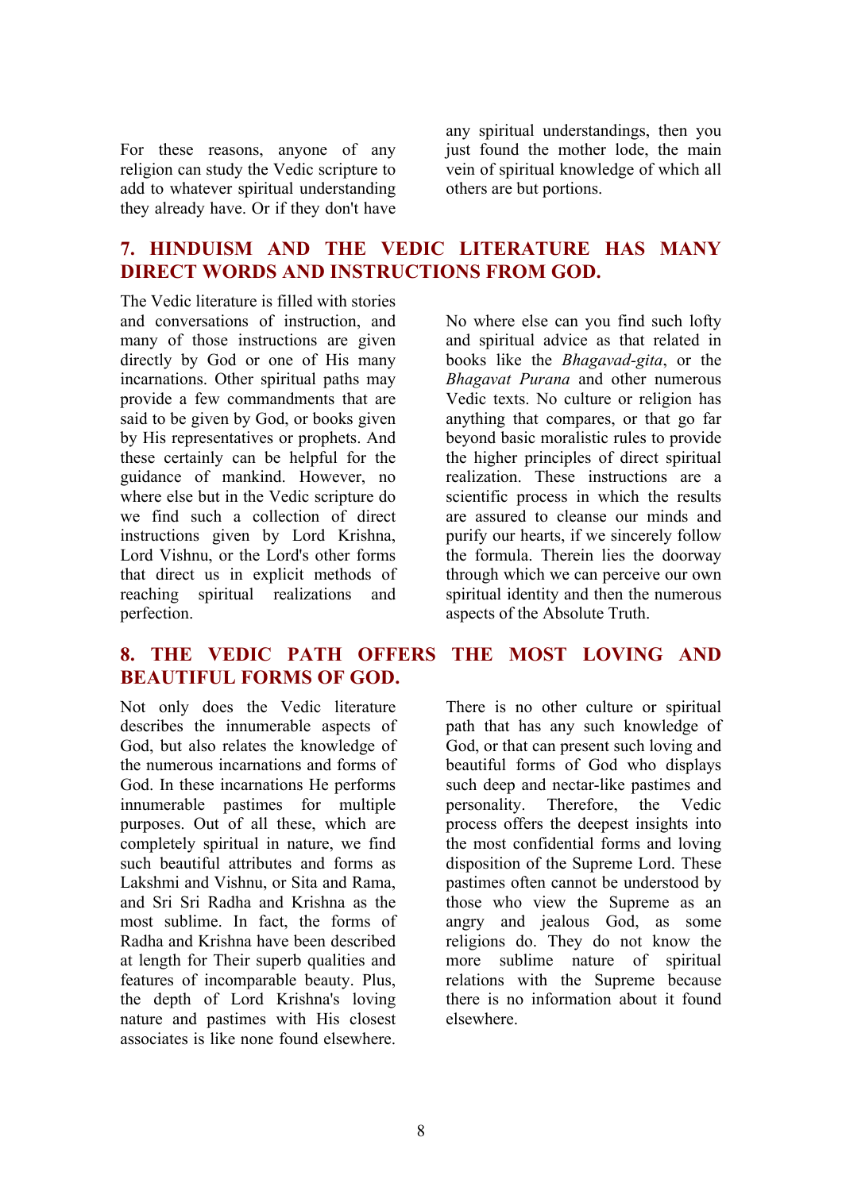For these reasons, anyone of any religion can study the Vedic scripture to add to whatever spiritual understanding they already have. Or if they don't have any spiritual understandings, then you just found the mother lode, the main vein of spiritual knowledge of which all others are but portions.

## 7. HINDUISM AND THE VEDIC LITERATURE HAS MANY DIRECT WORDS AND INSTRUCTIONS FROM GOD.

The Vedic literature is filled with stories and conversations of instruction, and many of those instructions are given directly by God or one of His many incarnations. Other spiritual paths may provide a few commandments that are said to be given by God, or books given by His representatives or prophets. And these certainly can be helpful for the guidance of mankind. However, no where else but in the Vedic scripture do we find such a collection of direct instructions given by Lord Krishna, Lord Vishnu, or the Lord's other forms that direct us in explicit methods of reaching spiritual realizations and perfection.

No where else can you find such lofty and spiritual advice as that related in books like the *Bhagavad-gita*, or the *Bhagavat Purana* and other numerous Vedic texts. No culture or religion has anything that compares, or that go far beyond basic moralistic rules to provide the higher principles of direct spiritual realization. These instructions are a scientific process in which the results are assured to cleanse our minds and purify our hearts, if we sincerely follow the formula. Therein lies the doorway through which we can perceive our own spiritual identity and then the numerous aspects of the Absolute Truth.

## 8. THE VEDIC PATH OFFERS THE MOST LOVING AND BEAUTIFUL FORMS OF GOD.

Not only does the Vedic literature describes the innumerable aspects of God, but also relates the knowledge of the numerous incarnations and forms of God. In these incarnations He performs innumerable pastimes for multiple purposes. Out of all these, which are completely spiritual in nature, we find such beautiful attributes and forms as Lakshmi and Vishnu, or Sita and Rama, and Sri Sri Radha and Krishna as the most sublime. In fact, the forms of Radha and Krishna have been described at length for Their superb qualities and features of incomparable beauty. Plus, the depth of Lord Krishna's loving nature and pastimes with His closest associates is like none found elsewhere.

There is no other culture or spiritual path that has any such knowledge of God, or that can present such loving and beautiful forms of God who displays such deep and nectar-like pastimes and personality. Therefore, the Vedic process offers the deepest insights into the most confidential forms and loving disposition of the Supreme Lord. These pastimes often cannot be understood by those who view the Supreme as an angry and jealous God, as some religions do. They do not know the more sublime nature of spiritual relations with the Supreme because there is no information about it found elsewhere.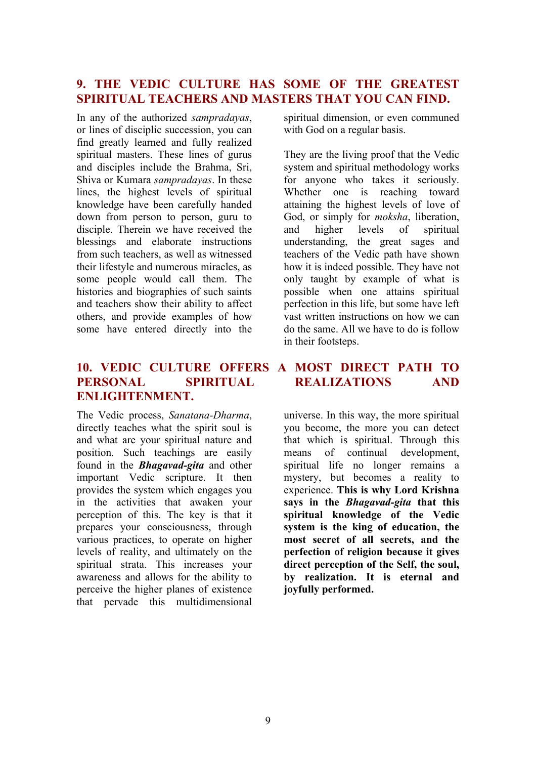## 9. THE VEDIC CULTURE HAS SOME OF THE GREATEST SPIRITUAL TEACHERS AND MASTERS THAT YOU CAN FIND.

In any of the authorized *sampradayas*, or lines of disciplic succession, you can find greatly learned and fully realized spiritual masters. These lines of gurus and disciples include the Brahma, Sri, Shiva or Kumara *sampradayas*. In these lines, the highest levels of spiritual knowledge have been carefully handed down from person to person, guru to disciple. Therein we have received the blessings and elaborate instructions from such teachers, as well as witnessed their lifestyle and numerous miracles, as some people would call them. The histories and biographies of such saints and teachers show their ability to affect others, and provide examples of how some have entered directly into the spiritual dimension, or even communed with God on a regular basis.

They are the living proof that the Vedic system and spiritual methodology works for anyone who takes it seriously. Whether one is reaching toward attaining the highest levels of love of God, or simply for *moksha*, liberation, and higher levels of spiritual understanding, the great sages and teachers of the Vedic path have shown how it is indeed possible. They have not only taught by example of what is possible when one attains spiritual perfection in this life, but some have left vast written instructions on how we can do the same. All we have to do is follow in their footsteps.

## 10. VEDIC CULTURE OFFERS A MOST DIRECT PATH TO PERSONAL SPIRITUAL REALIZATIONS AND ENLIGHTENMENT.

The Vedic process, *Sanatana-Dharma*, directly teaches what the spirit soul is and what are your spiritual nature and position. Such teachings are easily found in the ***Bhagavad-gita*** and other important Vedic scripture. It then provides the system which engages you in the activities that awaken your perception of this. The key is that it prepares your consciousness, through various practices, to operate on higher levels of reality, and ultimately on the spiritual strata. This increases your awareness and allows for the ability to perceive the higher planes of existence that pervade this multidimensional universe. In this way, the more spiritual you become, the more you can detect that which is spiritual. Through this means of continual development, spiritual life no longer remains a mystery, but becomes a reality to experience. **This is why Lord Krishna says in the *Bhagavad-gita* that this spiritual knowledge of the Vedic system is the king of education, the most secret of all secrets, and the perfection of religion because it gives direct perception of the Self, the soul, by realization. It is eternal and joyfully performed.**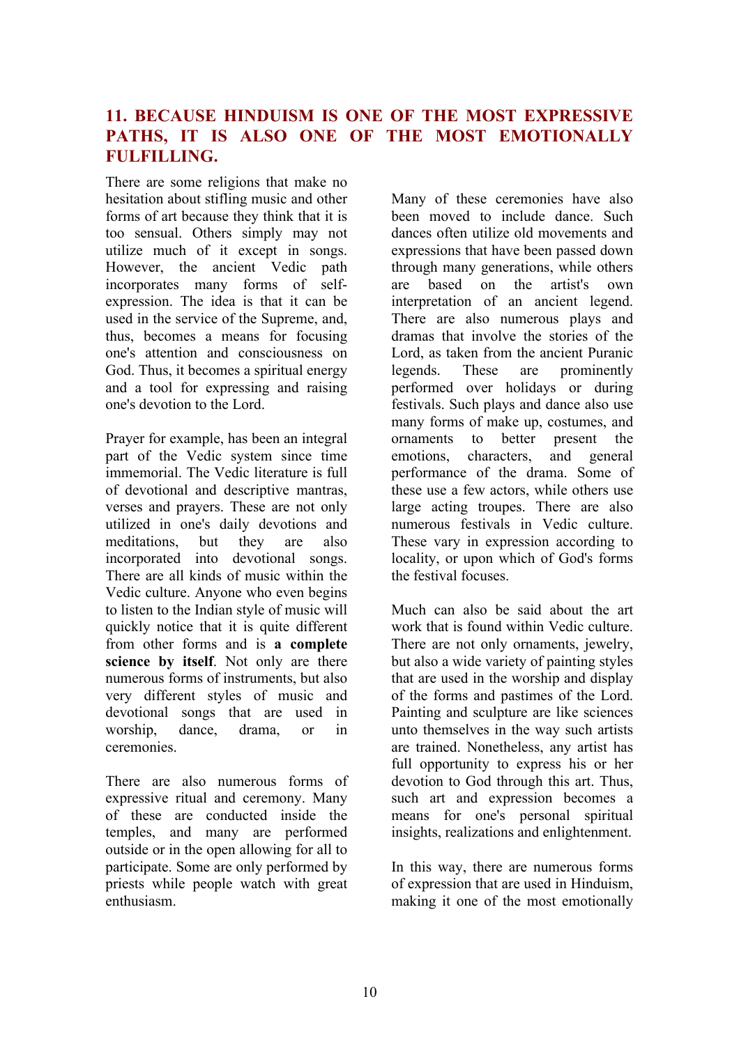## 11. BECAUSE HINDUISM IS ONE OF THE MOST EXPRESSIVE PATHS, IT IS ALSO ONE OF THE MOST EMOTIONALLY FULFILLING.

There are some religions that make no hesitation about stifling music and other forms of art because they think that it is too sensual. Others simply may not utilize much of it except in songs. However, the ancient Vedic path incorporates many forms of self-expression. The idea is that it can be used in the service of the Supreme, and, thus, becomes a means for focusing one's attention and consciousness on God. Thus, it becomes a spiritual energy and a tool for expressing and raising one's devotion to the Lord.

Prayer for example, has been an integral part of the Vedic system since time immemorial. The Vedic literature is full of devotional and descriptive mantras, verses and prayers. These are not only utilized in one's daily devotions and meditations, but they are also incorporated into devotional songs. There are all kinds of music within the Vedic culture. Anyone who even begins to listen to the Indian style of music will quickly notice that it is quite different from other forms and is **a complete science by itself**. Not only are there numerous forms of instruments, but also very different styles of music and devotional songs that are used in worship, dance, drama, or in ceremonies.

There are also numerous forms of expressive ritual and ceremony. Many of these are conducted inside the temples, and many are performed outside or in the open allowing for all to participate. Some are only performed by priests while people watch with great enthusiasm.

Many of these ceremonies have also been moved to include dance. Such dances often utilize old movements and expressions that have been passed down through many generations, while others are based on the artist's own interpretation of an ancient legend. There are also numerous plays and dramas that involve the stories of the Lord, as taken from the ancient Puranic legends. These are prominently performed over holidays or during festivals. Such plays and dance also use many forms of make up, costumes, and ornaments to better present the emotions, characters, and general performance of the drama. Some of these use a few actors, while others use large acting troupes. There are also numerous festivals in Vedic culture. These vary in expression according to locality, or upon which of God's forms the festival focuses.

Much can also be said about the art work that is found within Vedic culture. There are not only ornaments, jewelry, but also a wide variety of painting styles that are used in the worship and display of the forms and pastimes of the Lord. Painting and sculpture are like sciences unto themselves in the way such artists are trained. Nonetheless, any artist has full opportunity to express his or her devotion to God through this art. Thus, such art and expression becomes a means for one's personal spiritual insights, realizations and enlightenment.

In this way, there are numerous forms of expression that are used in Hinduism, making it one of the most emotionally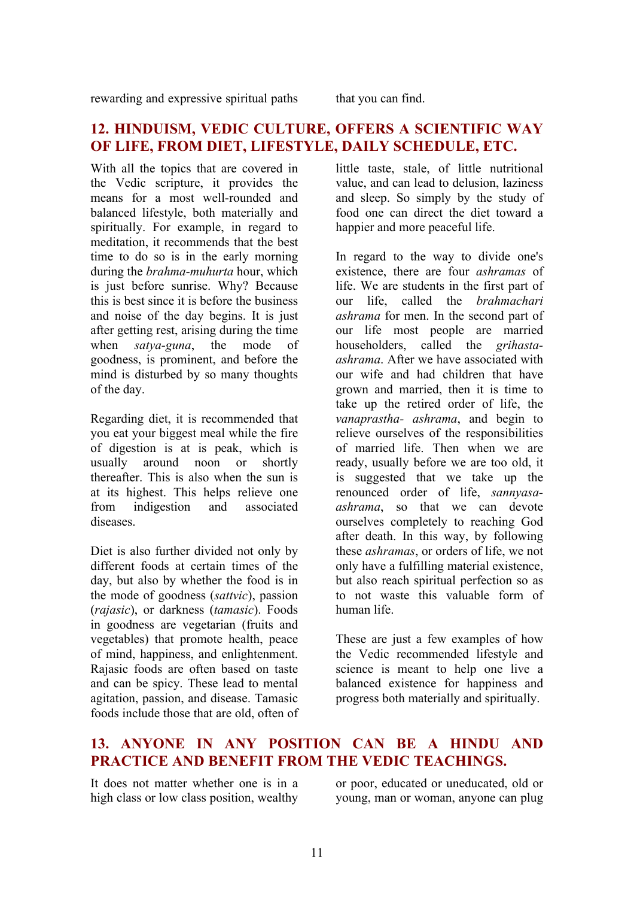rewarding and expressive spiritual paths that you can find.

## 12. HINDUISM, VEDIC CULTURE, OFFERS A SCIENTIFIC WAY OF LIFE, FROM DIET, LIFESTYLE, DAILY SCHEDULE, ETC.

With all the topics that are covered in the Vedic scripture, it provides the means for a most well-rounded and balanced lifestyle, both materially and spiritually. For example, in regard to meditation, it recommends that the best time to do so is in the early morning during the *brahma-muhurta* hour, which is just before sunrise. Why? Because this is best since it is before the business and noise of the day begins. It is just after getting rest, arising during the time when *satya-guna*, the mode of goodness, is prominent, and before the mind is disturbed by so many thoughts of the day.

Regarding diet, it is recommended that you eat your biggest meal while the fire of digestion is at is peak, which is usually around noon or shortly thereafter. This is also when the sun is at its highest. This helps relieve one from indigestion and associated diseases.

Diet is also further divided not only by different foods at certain times of the day, but also by whether the food is in the mode of goodness (*sattvic*), passion (*rajasic*), or darkness (*tamasic*). Foods in goodness are vegetarian (fruits and vegetables) that promote health, peace of mind, happiness, and enlightenment. Rajasic foods are often based on taste and can be spicy. These lead to mental agitation, passion, and disease. Tamasic foods include those that are old, often of little taste, stale, of little nutritional value, and can lead to delusion, laziness and sleep. So simply by the study of food one can direct the diet toward a happier and more peaceful life.

In regard to the way to divide one's existence, there are four *ashramas* of life. We are students in the first part of our life, called the *brahmachari ashrama* for men. In the second part of our life most people are married householders, called the *grihasta-ashrama*. After we have associated with our wife and had children that have grown and married, then it is time to take up the retired order of life, the *vanaprastha- ashrama*, and begin to relieve ourselves of the responsibilities of married life. Then when we are ready, usually before we are too old, it is suggested that we take up the renounced order of life, *sannyasa-ashrama*, so that we can devote ourselves completely to reaching God after death. In this way, by following these *ashramas*, or orders of life, we not only have a fulfilling material existence, but also reach spiritual perfection so as to not waste this valuable form of human life.

These are just a few examples of how the Vedic recommended lifestyle and science is meant to help one live a balanced existence for happiness and progress both materially and spiritually.

## 13. ANYONE IN ANY POSITION CAN BE A HINDU AND PRACTICE AND BENEFIT FROM THE VEDIC TEACHINGS.

It does not matter whether one is in a high class or low class position, wealthy or poor, educated or uneducated, old or young, man or woman, anyone can plug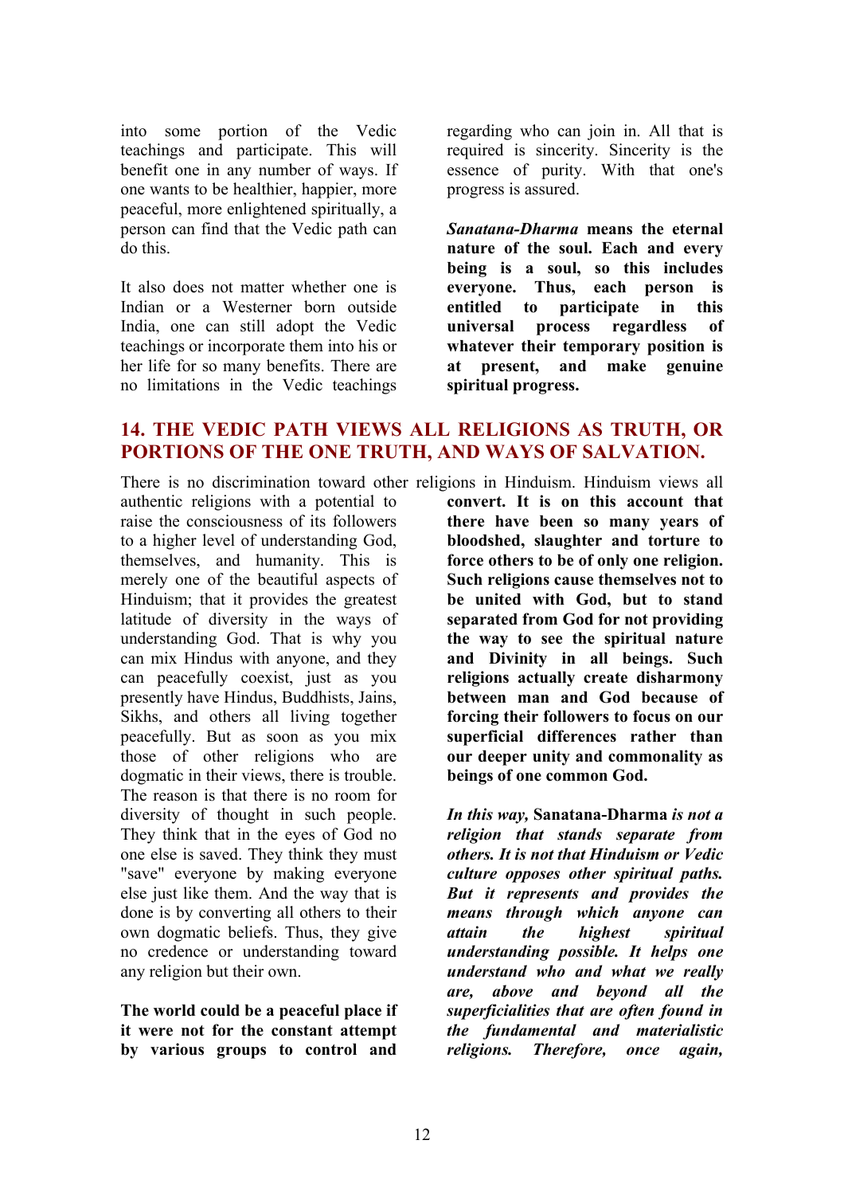into some portion of the Vedic teachings and participate. This will benefit one in any number of ways. If one wants to be healthier, happier, more peaceful, more enlightened spiritually, a person can find that the Vedic path can do this.

It also does not matter whether one is Indian or a Westerner born outside India, one can still adopt the Vedic teachings or incorporate them into his or her life for so many benefits. There are no limitations in the Vedic teachings regarding who can join in. All that is required is sincerity. Sincerity is the essence of purity. With that one's progress is assured.

***Sanatana-Dharma* means the eternal nature of the soul. Each and every being is a soul, so this includes everyone. Thus, each person is entitled to participate in this universal process regardless of whatever their temporary position is at present, and make genuine spiritual progress.**

## 14. THE VEDIC PATH VIEWS ALL RELIGIONS AS TRUTH, OR PORTIONS OF THE ONE TRUTH, AND WAYS OF SALVATION.

There is no discrimination toward other religions in Hinduism. Hinduism views all authentic religions with a potential to raise the consciousness of its followers to a higher level of understanding God, themselves, and humanity. This is merely one of the beautiful aspects of Hinduism; that it provides the greatest latitude of diversity in the ways of understanding God. That is why you can mix Hindus with anyone, and they can peacefully coexist, just as you presently have Hindus, Buddhists, Jains, Sikhs, and others all living together peacefully. But as soon as you mix those of other religions who are dogmatic in their views, there is trouble. The reason is that there is no room for diversity of thought in such people. They think that in the eyes of God no one else is saved. They think they must "save" everyone by making everyone else just like them. And the way that is done is by converting all others to their own dogmatic beliefs. Thus, they give no credence or understanding toward any religion but their own.

**The world could be a peaceful place if it were not for the constant attempt by various groups to control and convert. It is on this account that there have been so many years of bloodshed, slaughter and torture to force others to be of only one religion. Such religions cause themselves not to be united with God, but to stand separated from God for not providing the way to see the spiritual nature and Divinity in all beings. Such religions actually create disharmony between man and God because of forcing their followers to focus on our superficial differences rather than our deeper unity and commonality as beings of one common God.**

***In this way,* Sanatana-Dharma *is not a religion that stands separate from others. It is not that Hinduism or Vedic culture opposes other spiritual paths. But it represents and provides the means through which anyone can attain the highest spiritual understanding possible. It helps one understand who and what we really are, above and beyond all the superficialities that are often found in the fundamental and materialistic religions. Therefore, once again,***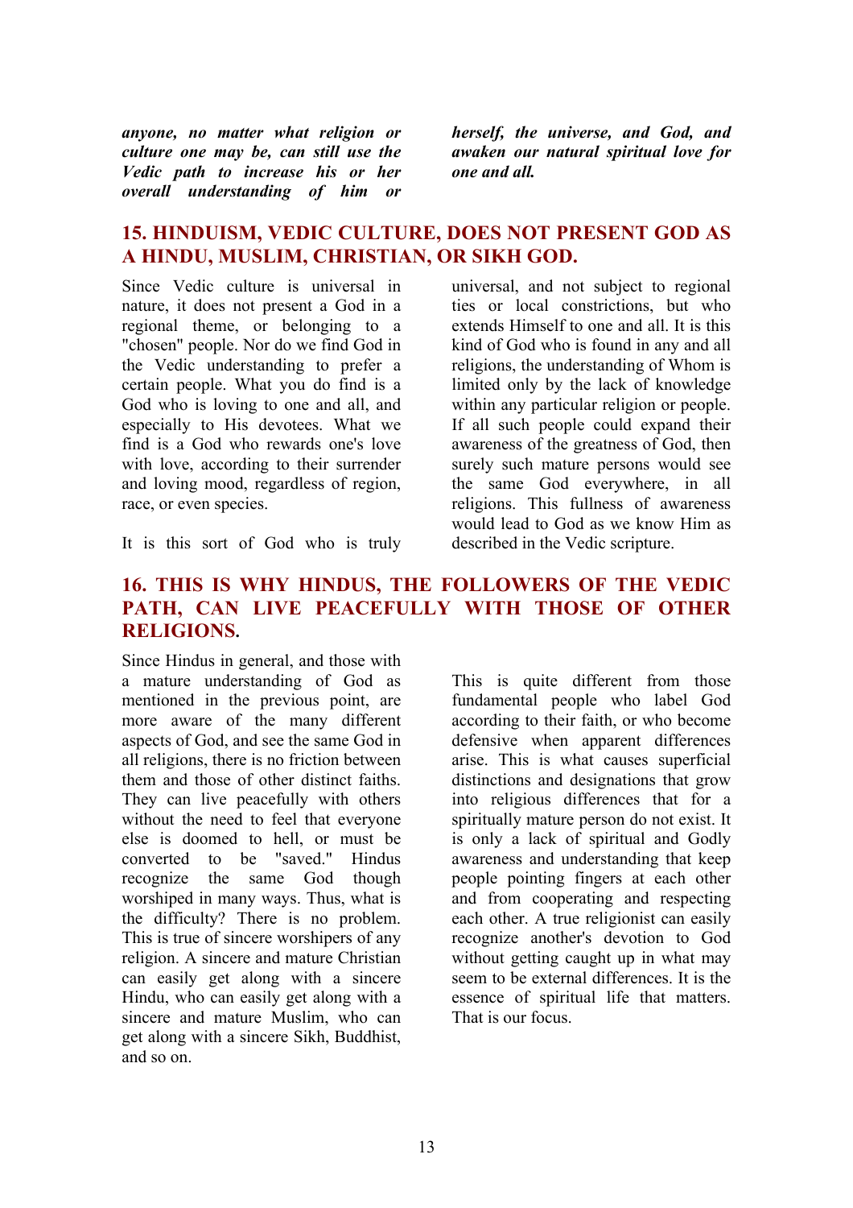***anyone, no matter what religion or culture one may be, can still use the Vedic path to increase his or her overall understanding of him or herself, the universe, and God, and awaken our natural spiritual love for one and all.***

## 15. HINDUISM, VEDIC CULTURE, DOES NOT PRESENT GOD AS A HINDU, MUSLIM, CHRISTIAN, OR SIKH GOD.

Since Vedic culture is universal in nature, it does not present a God in a regional theme, or belonging to a "chosen" people. Nor do we find God in the Vedic understanding to prefer a certain people. What you do find is a God who is loving to one and all, and especially to His devotees. What we find is a God who rewards one's love with love, according to their surrender and loving mood, regardless of region, race, or even species.

It is this sort of God who is truly universal, and not subject to regional ties or local constrictions, but who extends Himself to one and all. It is this kind of God who is found in any and all religions, the understanding of Whom is limited only by the lack of knowledge within any particular religion or people. If all such people could expand their awareness of the greatness of God, then surely such mature persons would see the same God everywhere, in all religions. This fullness of awareness would lead to God as we know Him as described in the Vedic scripture.

## 16. THIS IS WHY HINDUS, THE FOLLOWERS OF THE VEDIC PATH, CAN LIVE PEACEFULLY WITH THOSE OF OTHER RELIGIONS.

Since Hindus in general, and those with a mature understanding of God as mentioned in the previous point, are more aware of the many different aspects of God, and see the same God in all religions, there is no friction between them and those of other distinct faiths. They can live peacefully with others without the need to feel that everyone else is doomed to hell, or must be converted to be "saved." Hindus recognize the same God though worshiped in many ways. Thus, what is the difficulty? There is no problem. This is true of sincere worshipers of any religion. A sincere and mature Christian can easily get along with a sincere Hindu, who can easily get along with a sincere and mature Muslim, who can get along with a sincere Sikh, Buddhist, and so on.

This is quite different from those fundamental people who label God according to their faith, or who become defensive when apparent differences arise. This is what causes superficial distinctions and designations that grow into religious differences that for a spiritually mature person do not exist. It is only a lack of spiritual and Godly awareness and understanding that keep people pointing fingers at each other and from cooperating and respecting each other. A true religionist can easily recognize another's devotion to God without getting caught up in what may seem to be external differences. It is the essence of spiritual life that matters. That is our focus.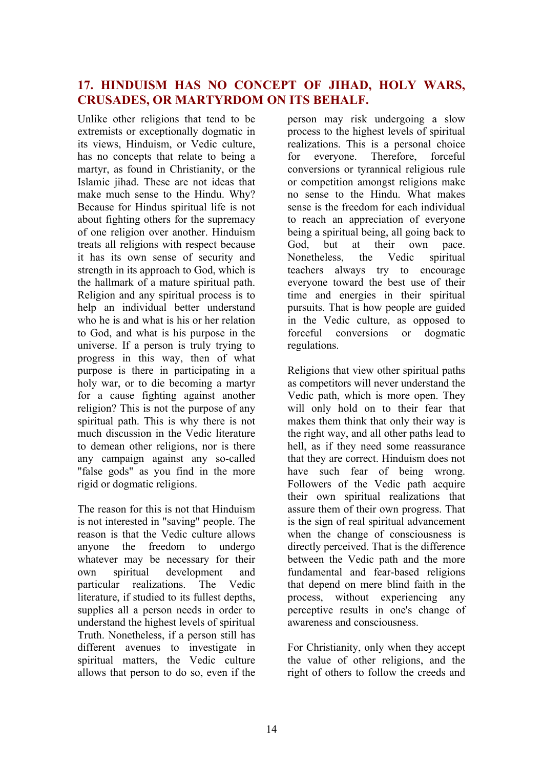## 17. HINDUISM HAS NO CONCEPT OF JIHAD, HOLY WARS, CRUSADES, OR MARTYRDOM ON ITS BEHALF.

Unlike other religions that tend to be extremists or exceptionally dogmatic in its views, Hinduism, or Vedic culture, has no concepts that relate to being a martyr, as found in Christianity, or the Islamic jihad. These are not ideas that make much sense to the Hindu. Why? Because for Hindus spiritual life is not about fighting others for the supremacy of one religion over another. Hinduism treats all religions with respect because it has its own sense of security and strength in its approach to God, which is the hallmark of a mature spiritual path. Religion and any spiritual process is to help an individual better understand who he is and what is his or her relation to God, and what is his purpose in the universe. If a person is truly trying to progress in this way, then of what purpose is there in participating in a holy war, or to die becoming a martyr for a cause fighting against another religion? This is not the purpose of any spiritual path. This is why there is not much discussion in the Vedic literature to demean other religions, nor is there any campaign against any so-called "false gods" as you find in the more rigid or dogmatic religions.

The reason for this is not that Hinduism is not interested in "saving" people. The reason is that the Vedic culture allows anyone the freedom to undergo whatever may be necessary for their own spiritual development and particular realizations. The Vedic literature, if studied to its fullest depths, supplies all a person needs in order to understand the highest levels of spiritual Truth. Nonetheless, if a person still has different avenues to investigate in spiritual matters, the Vedic culture allows that person to do so, even if the person may risk undergoing a slow process to the highest levels of spiritual realizations. This is a personal choice for everyone. Therefore, forceful conversions or tyrannical religious rule or competition amongst religions make no sense to the Hindu. What makes sense is the freedom for each individual to reach an appreciation of everyone being a spiritual being, all going back to God, but at their own pace. Nonetheless, the Vedic spiritual teachers always try to encourage everyone toward the best use of their time and energies in their spiritual pursuits. That is how people are guided in the Vedic culture, as opposed to forceful conversions or dogmatic regulations.

Religions that view other spiritual paths as competitors will never understand the Vedic path, which is more open. They will only hold on to their fear that makes them think that only their way is the right way, and all other paths lead to hell, as if they need some reassurance that they are correct. Hinduism does not have such fear of being wrong. Followers of the Vedic path acquire their own spiritual realizations that assure them of their own progress. That is the sign of real spiritual advancement when the change of consciousness is directly perceived. That is the difference between the Vedic path and the more fundamental and fear-based religions that depend on mere blind faith in the process, without experiencing any perceptive results in one's change of awareness and consciousness.

For Christianity, only when they accept the value of other religions, and the right of others to follow the creeds and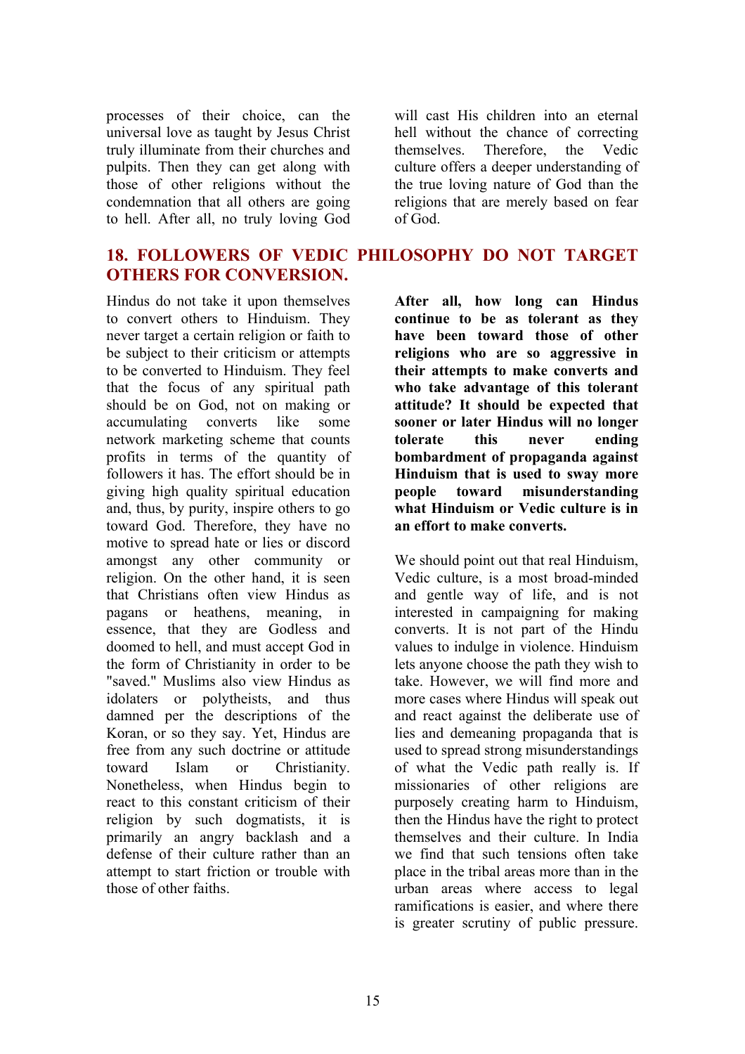processes of their choice, can the universal love as taught by Jesus Christ truly illuminate from their churches and pulpits. Then they can get along with those of other religions without the condemnation that all others are going to hell. After all, no truly loving God will cast His children into an eternal hell without the chance of correcting themselves. Therefore, the Vedic culture offers a deeper understanding of the true loving nature of God than the religions that are merely based on fear of God.

## 18. FOLLOWERS OF VEDIC PHILOSOPHY DO NOT TARGET OTHERS FOR CONVERSION.

Hindus do not take it upon themselves to convert others to Hinduism. They never target a certain religion or faith to be subject to their criticism or attempts to be converted to Hinduism. They feel that the focus of any spiritual path should be on God, not on making or accumulating converts like some network marketing scheme that counts profits in terms of the quantity of followers it has. The effort should be in giving high quality spiritual education and, thus, by purity, inspire others to go toward God. Therefore, they have no motive to spread hate or lies or discord amongst any other community or religion. On the other hand, it is seen that Christians often view Hindus as pagans or heathens, meaning, in essence, that they are Godless and doomed to hell, and must accept God in the form of Christianity in order to be "saved." Muslims also view Hindus as idolaters or polytheists, and thus damned per the descriptions of the Koran, or so they say. Yet, Hindus are free from any such doctrine or attitude toward Islam or Christianity. Nonetheless, when Hindus begin to react to this constant criticism of their religion by such dogmatists, it is primarily an angry backlash and a defense of their culture rather than an attempt to start friction or trouble with those of other faiths.

**After all, how long can Hindus continue to be as tolerant as they have been toward those of other religions who are so aggressive in their attempts to make converts and who take advantage of this tolerant attitude? It should be expected that sooner or later Hindus will no longer tolerate this never ending bombardment of propaganda against Hinduism that is used to sway more people toward misunderstanding what Hinduism or Vedic culture is in an effort to make converts.**

We should point out that real Hinduism, Vedic culture, is a most broad-minded and gentle way of life, and is not interested in campaigning for making converts. It is not part of the Hindu values to indulge in violence. Hinduism lets anyone choose the path they wish to take. However, we will find more and more cases where Hindus will speak out and react against the deliberate use of lies and demeaning propaganda that is used to spread strong misunderstandings of what the Vedic path really is. If missionaries of other religions are purposely creating harm to Hinduism, then the Hindus have the right to protect themselves and their culture. In India we find that such tensions often take place in the tribal areas more than in the urban areas where access to legal ramifications is easier, and where there is greater scrutiny of public pressure.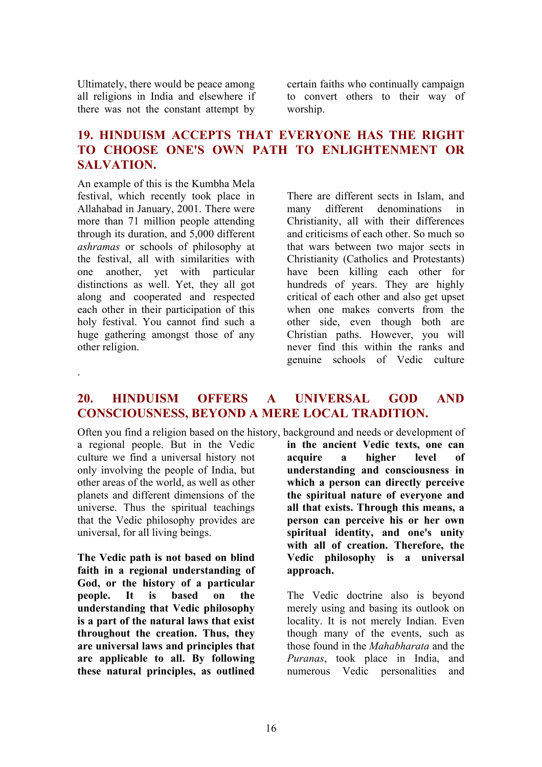Ultimately, there would be peace among all religions in India and elsewhere if there was not the constant attempt by certain faiths who continually campaign to convert others to their way of worship.

## 19. HINDUISM ACCEPTS THAT EVERYONE HAS THE RIGHT TO CHOOSE ONE'S OWN PATH TO ENLIGHTENMENT OR SALVATION.

An example of this is the Kumbha Mela festival, which recently took place in Allahabad in January, 2001. There were more than 71 million people attending through its duration, and 5,000 different *ashramas* or schools of philosophy at the festival, all with similarities with one another, yet with particular distinctions as well. Yet, they all got along and cooperated and respected each other in their participation of this holy festival. You cannot find such a huge gathering amongst those of any other religion.

There are different sects in Islam, and many different denominations in Christianity, all with their differences and criticisms of each other. So much so that wars between two major sects in Christianity (Catholics and Protestants) have been killing each other for hundreds of years. They are highly critical of each other and also get upset when one makes converts from the other side, even though both are Christian paths. However, you will never find this within the ranks and genuine schools of Vedic culture.

## 20. HINDUISM OFFERS A UNIVERSAL GOD AND CONSCIOUSNESS, BEYOND A MERE LOCAL TRADITION.

Often you find a religion based on the history, background and needs or development of a regional people. But in the Vedic culture we find a universal history not only involving the people of India, but other areas of the world, as well as other planets and different dimensions of the universe. Thus the spiritual teachings that the Vedic philosophy provides are universal, for all living beings.

**The Vedic path is not based on blind faith in a regional understanding of God, or the history of a particular people. It is based on the understanding that Vedic philosophy is a part of the natural laws that exist throughout the creation. Thus, they are universal laws and principles that are applicable to all. By following these natural principles, as outlined in the ancient Vedic texts, one can acquire a higher level of understanding and consciousness in which a person can directly perceive the spiritual nature of everyone and all that exists. Through this means, a person can perceive his or her own spiritual identity, and one's unity with all of creation. Therefore, the Vedic philosophy is a universal approach.**

The Vedic doctrine also is beyond merely using and basing its outlook on locality. It is not merely Indian. Even though many of the events, such as those found in the *Mahabharata* and the *Puranas*, took place in India, and numerous Vedic personalities and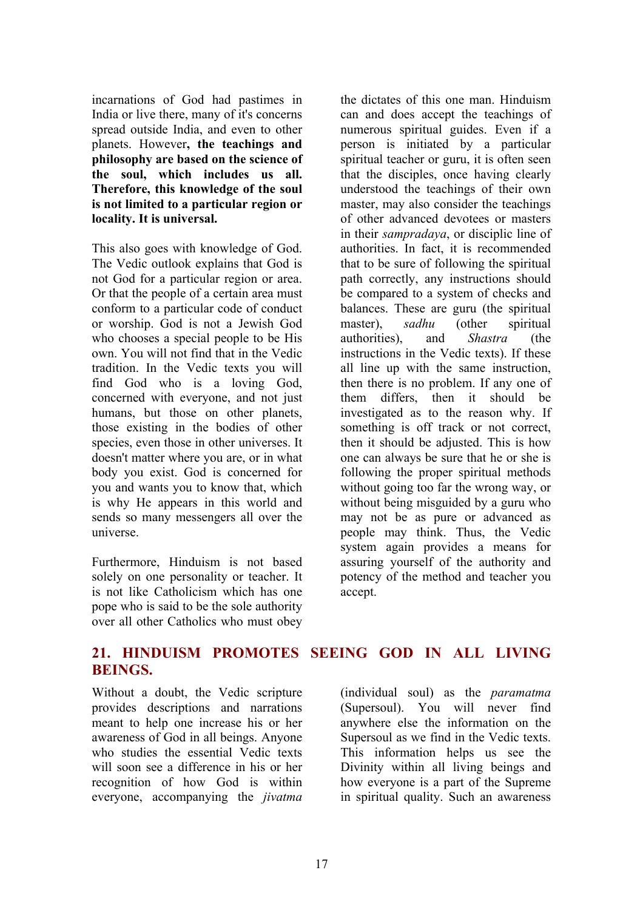incarnations of God had pastimes in India or live there, many of it's concerns spread outside India, and even to other planets. However**, the teachings and philosophy are based on the science of the soul, which includes us all. Therefore, this knowledge of the soul is not limited to a particular region or locality. It is universal.**

This also goes with knowledge of God. The Vedic outlook explains that God is not God for a particular region or area. Or that the people of a certain area must conform to a particular code of conduct or worship. God is not a Jewish God who chooses a special people to be His own. You will not find that in the Vedic tradition. In the Vedic texts you will find God who is a loving God, concerned with everyone, and not just humans, but those on other planets, those existing in the bodies of other species, even those in other universes. It doesn't matter where you are, or in what body you exist. God is concerned for you and wants you to know that, which is why He appears in this world and sends so many messengers all over the universe.

Furthermore, Hinduism is not based solely on one personality or teacher. It is not like Catholicism which has one pope who is said to be the sole authority over all other Catholics who must obey the dictates of this one man. Hinduism can and does accept the teachings of numerous spiritual guides. Even if a person is initiated by a particular spiritual teacher or guru, it is often seen that the disciples, once having clearly understood the teachings of their own master, may also consider the teachings of other advanced devotees or masters in their *sampradaya*, or disciplic line of authorities. In fact, it is recommended that to be sure of following the spiritual path correctly, any instructions should be compared to a system of checks and balances. These are guru (the spiritual master), *sadhu* (other spiritual authorities), and *Shastra* (the instructions in the Vedic texts). If these all line up with the same instruction, then there is no problem. If any one of them differs, then it should be investigated as to the reason why. If something is off track or not correct, then it should be adjusted. This is how one can always be sure that he or she is following the proper spiritual methods without going too far the wrong way, or without being misguided by a guru who may not be as pure or advanced as people may think. Thus, the Vedic system again provides a means for assuring yourself of the authority and potency of the method and teacher you accept.

## 21. HINDUISM PROMOTES SEEING GOD IN ALL LIVING BEINGS.

Without a doubt, the Vedic scripture provides descriptions and narrations meant to help one increase his or her awareness of God in all beings. Anyone who studies the essential Vedic texts will soon see a difference in his or her recognition of how God is within everyone, accompanying the *jivatma* (individual soul) as the *paramatma* (Supersoul). You will never find anywhere else the information on the Supersoul as we find in the Vedic texts. This information helps us see the Divinity within all living beings and how everyone is a part of the Supreme in spiritual quality. Such an awareness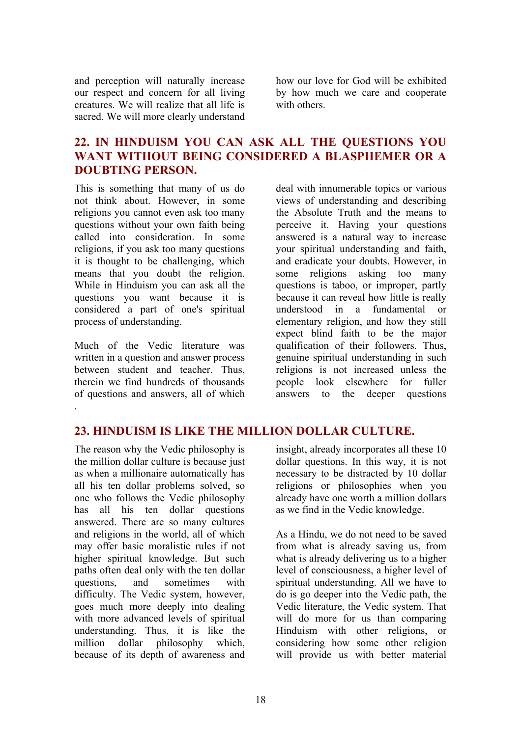and perception will naturally increase our respect and concern for all living creatures. We will realize that all life is sacred. We will more clearly understand how our love for God will be exhibited by how much we care and cooperate with others.

## 22. IN HINDUISM YOU CAN ASK ALL THE QUESTIONS YOU WANT WITHOUT BEING CONSIDERED A BLASPHEMER OR A DOUBTING PERSON.

This is something that many of us do not think about. However, in some religions you cannot even ask too many questions without your own faith being called into consideration. In some religions, if you ask too many questions it is thought to be challenging, which means that you doubt the religion. While in Hinduism you can ask all the questions you want because it is considered a part of one's spiritual process of understanding.

Much of the Vedic literature was written in a question and answer process between student and teacher. Thus, therein we find hundreds of thousands of questions and answers, all of which deal with innumerable topics or various views of understanding and describing the Absolute Truth and the means to perceive it. Having your questions answered is a natural way to increase your spiritual understanding and faith, and eradicate your doubts. However, in some religions asking too many questions is taboo, or improper, partly because it can reveal how little is really understood in a fundamental or elementary religion, and how they still expect blind faith to be the major qualification of their followers. Thus, genuine spiritual understanding in such religions is not increased unless the people look elsewhere for fuller answers to the deeper questions.

## 23. HINDUISM IS LIKE THE MILLION DOLLAR CULTURE.

The reason why the Vedic philosophy is the million dollar culture is because just as when a millionaire automatically has all his ten dollar problems solved, so one who follows the Vedic philosophy has all his ten dollar questions answered. There are so many cultures and religions in the world, all of which may offer basic moralistic rules if not higher spiritual knowledge. But such paths often deal only with the ten dollar questions, and sometimes with difficulty. The Vedic system, however, goes much more deeply into dealing with more advanced levels of spiritual understanding. Thus, it is like the million dollar philosophy which, because of its depth of awareness and insight, already incorporates all these 10 dollar questions. In this way, it is not necessary to be distracted by 10 dollar religions or philosophies when you already have one worth a million dollars as we find in the Vedic knowledge.

As a Hindu, we do not need to be saved from what is already saving us, from what is already delivering us to a higher level of consciousness, a higher level of spiritual understanding. All we have to do is go deeper into the Vedic path, the Vedic literature, the Vedic system. That will do more for us than comparing Hinduism with other religions, or considering how some other religion will provide us with better material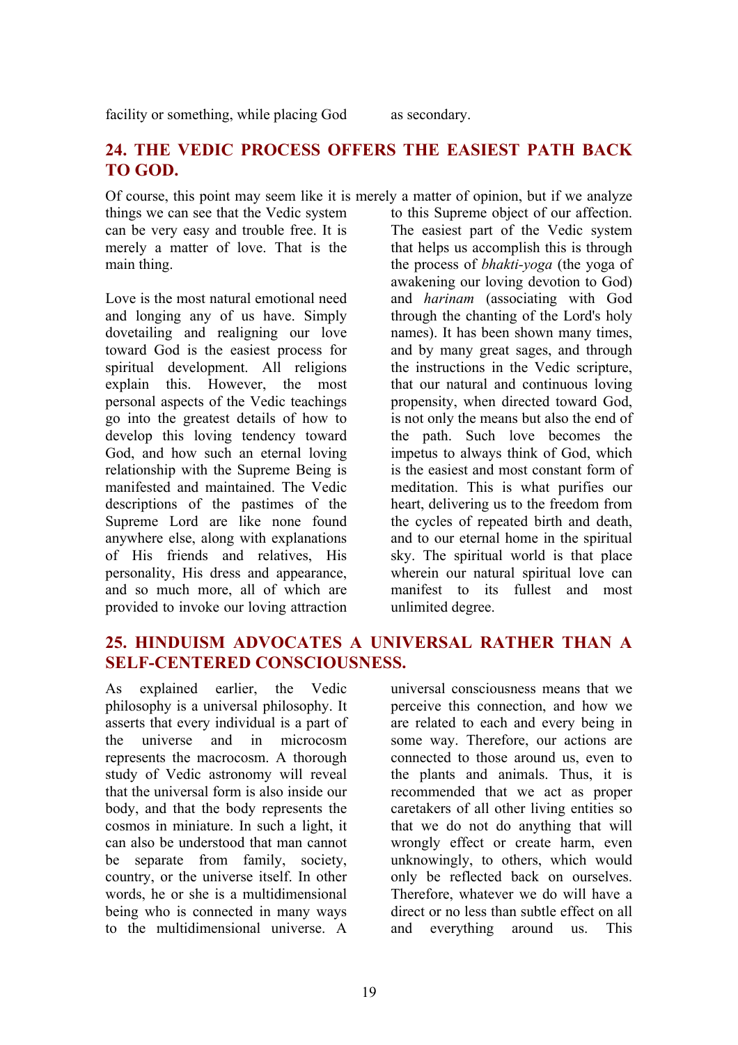facility or something, while placing God as secondary.

## 24. THE VEDIC PROCESS OFFERS THE EASIEST PATH BACK TO GOD.

Of course, this point may seem like it is merely a matter of opinion, but if we analyze things we can see that the Vedic system can be very easy and trouble free. It is merely a matter of love. That is the main thing.

Love is the most natural emotional need and longing any of us have. Simply dovetailing and realigning our love toward God is the easiest process for spiritual development. All religions explain this. However, the most personal aspects of the Vedic teachings go into the greatest details of how to develop this loving tendency toward God, and how such an eternal loving relationship with the Supreme Being is manifested and maintained. The Vedic descriptions of the pastimes of the Supreme Lord are like none found anywhere else, along with explanations of His friends and relatives, His personality, His dress and appearance, and so much more, all of which are provided to invoke our loving attraction to this Supreme object of our affection. The easiest part of the Vedic system that helps us accomplish this is through the process of *bhakti-yoga* (the yoga of awakening our loving devotion to God) and *harinam* (associating with God through the chanting of the Lord's holy names). It has been shown many times, and by many great sages, and through the instructions in the Vedic scripture, that our natural and continuous loving propensity, when directed toward God, is not only the means but also the end of the path. Such love becomes the impetus to always think of God, which is the easiest and most constant form of meditation. This is what purifies our heart, delivering us to the freedom from the cycles of repeated birth and death, and to our eternal home in the spiritual sky. The spiritual world is that place wherein our natural spiritual love can manifest to its fullest and most unlimited degree.

## 25. HINDUISM ADVOCATES A UNIVERSAL RATHER THAN A SELF-CENTERED CONSCIOUSNESS.

As explained earlier, the Vedic philosophy is a universal philosophy. It asserts that every individual is a part of the universe and in microcosm represents the macrocosm. A thorough study of Vedic astronomy will reveal that the universal form is also inside our body, and that the body represents the cosmos in miniature. In such a light, it can also be understood that man cannot be separate from family, society, country, or the universe itself. In other words, he or she is a multidimensional being who is connected in many ways to the multidimensional universe. A universal consciousness means that we perceive this connection, and how we are related to each and every being in some way. Therefore, our actions are connected to those around us, even to the plants and animals. Thus, it is recommended that we act as proper caretakers of all other living entities so that we do not do anything that will wrongly effect or create harm, even unknowingly, to others, which would only be reflected back on ourselves. Therefore, whatever we do will have a direct or no less than subtle effect on all and everything around us. This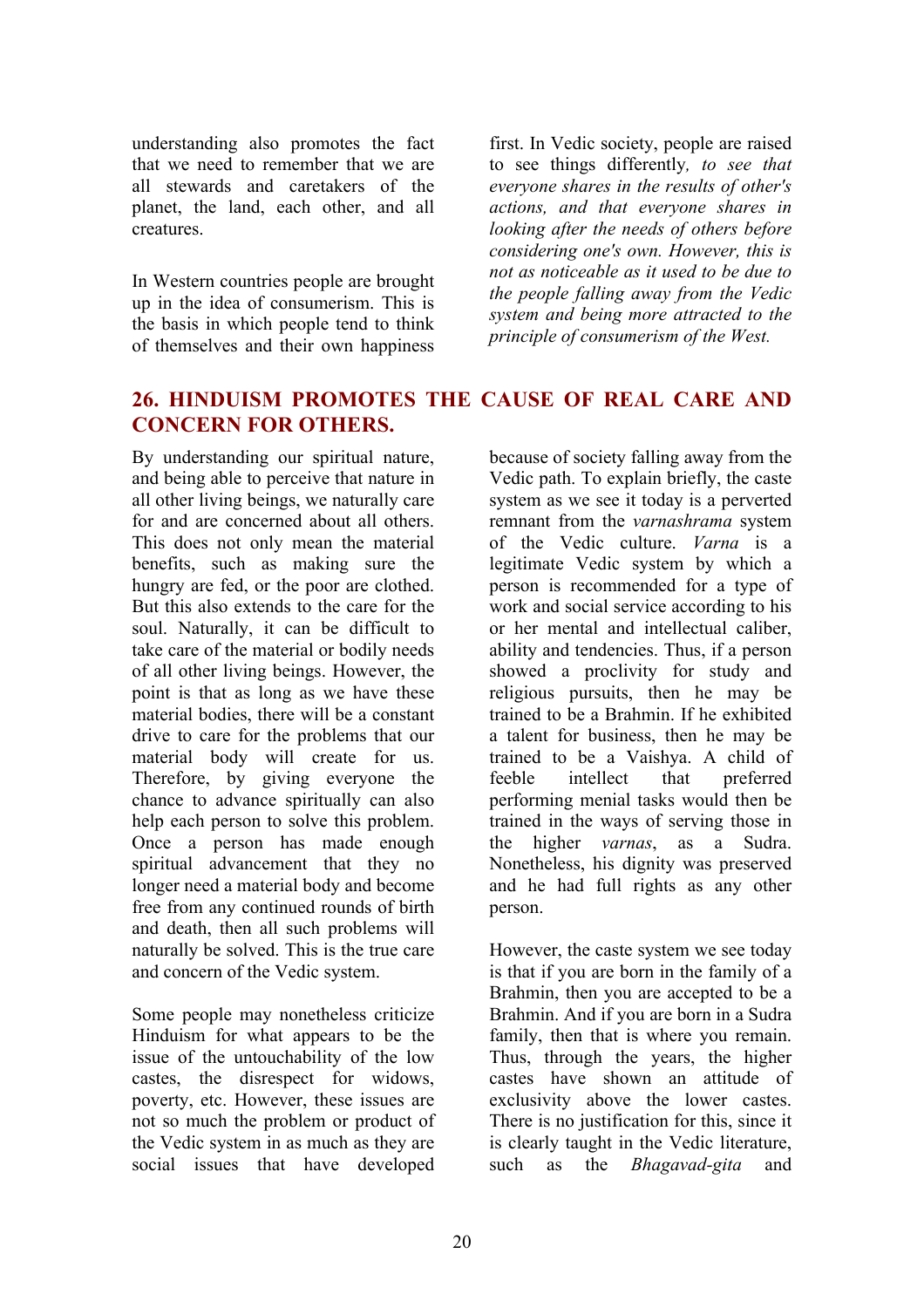understanding also promotes the fact that we need to remember that we are all stewards and caretakers of the planet, the land, each other, and all creatures.

In Western countries people are brought up in the idea of consumerism. This is the basis in which people tend to think of themselves and their own happiness first. In Vedic society, people are raised to see things differently*, to see that everyone shares in the results of other's actions, and that everyone shares in looking after the needs of others before considering one's own. However, this is not as noticeable as it used to be due to the people falling away from the Vedic system and being more attracted to the principle of consumerism of the West.*

## 26. HINDUISM PROMOTES THE CAUSE OF REAL CARE AND CONCERN FOR OTHERS.

By understanding our spiritual nature, and being able to perceive that nature in all other living beings, we naturally care for and are concerned about all others. This does not only mean the material benefits, such as making sure the hungry are fed, or the poor are clothed. But this also extends to the care for the soul. Naturally, it can be difficult to take care of the material or bodily needs of all other living beings. However, the point is that as long as we have these material bodies, there will be a constant drive to care for the problems that our material body will create for us. Therefore, by giving everyone the chance to advance spiritually can also help each person to solve this problem. Once a person has made enough spiritual advancement that they no longer need a material body and become free from any continued rounds of birth and death, then all such problems will naturally be solved. This is the true care and concern of the Vedic system.

Some people may nonetheless criticize Hinduism for what appears to be the issue of the untouchability of the low castes, the disrespect for widows, poverty, etc. However, these issues are not so much the problem or product of the Vedic system in as much as they are social issues that have developed because of society falling away from the Vedic path. To explain briefly, the caste system as we see it today is a perverted remnant from the *varnashrama* system of the Vedic culture. *Varna* is a legitimate Vedic system by which a person is recommended for a type of work and social service according to his or her mental and intellectual caliber, ability and tendencies. Thus, if a person showed a proclivity for study and religious pursuits, then he may be trained to be a Brahmin. If he exhibited a talent for business, then he may be trained to be a Vaishya. A child of feeble intellect that preferred performing menial tasks would then be trained in the ways of serving those in the higher *varnas*, as a Sudra. Nonetheless, his dignity was preserved and he had full rights as any other person.

However, the caste system we see today is that if you are born in the family of a Brahmin, then you are accepted to be a Brahmin. And if you are born in a Sudra family, then that is where you remain. Thus, through the years, the higher castes have shown an attitude of exclusivity above the lower castes. There is no justification for this, since it is clearly taught in the Vedic literature, such as the *Bhagavad-gita* and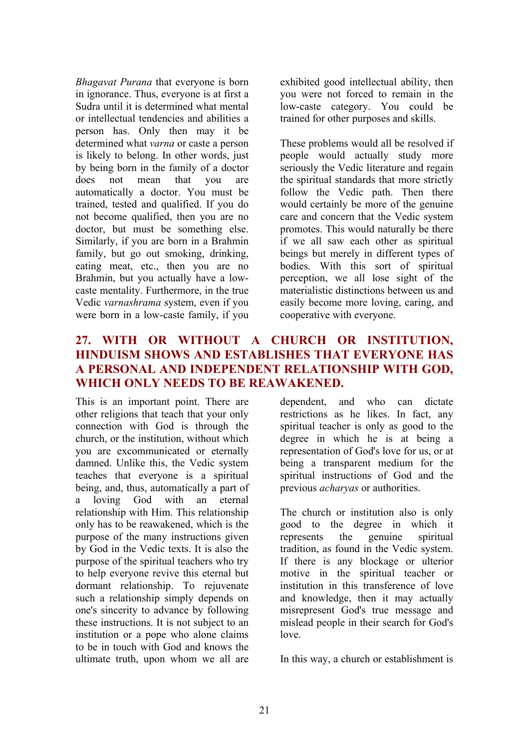*Bhagavat Purana* that everyone is born in ignorance. Thus, everyone is at first a Sudra until it is determined what mental or intellectual tendencies and abilities a person has. Only then may it be determined what *varna* or caste a person is likely to belong. In other words, just by being born in the family of a doctor does not mean that you are automatically a doctor. You must be trained, tested and qualified. If you do not become qualified, then you are no doctor, but must be something else. Similarly, if you are born in a Brahmin family, but go out smoking, drinking, eating meat, etc., then you are no Brahmin, but you actually have a low-caste mentality. Furthermore, in the true Vedic *varnashrama* system, even if you were born in a low-caste family, if you exhibited good intellectual ability, then you were not forced to remain in the low-caste category. You could be trained for other purposes and skills.

These problems would all be resolved if people would actually study more seriously the Vedic literature and regain the spiritual standards that more strictly follow the Vedic path. Then there would certainly be more of the genuine care and concern that the Vedic system promotes. This would naturally be there if we all saw each other as spiritual beings but merely in different types of bodies. With this sort of spiritual perception, we all lose sight of the materialistic distinctions between us and easily become more loving, caring, and cooperative with everyone.

## 27. WITH OR WITHOUT A CHURCH OR INSTITUTION, HINDUISM SHOWS AND ESTABLISHES THAT EVERYONE HAS A PERSONAL AND INDEPENDENT RELATIONSHIP WITH GOD, WHICH ONLY NEEDS TO BE REAWAKENED.

This is an important point. There are other religions that teach that your only connection with God is through the church, or the institution, without which you are excommunicated or eternally damned. Unlike this, the Vedic system teaches that everyone is a spiritual being, and, thus, automatically a part of a loving God with an eternal relationship with Him. This relationship only has to be reawakened, which is the purpose of the many instructions given by God in the Vedic texts. It is also the purpose of the spiritual teachers who try to help everyone revive this eternal but dormant relationship. To rejuvenate such a relationship simply depends on one's sincerity to advance by following these instructions. It is not subject to an institution or a pope who alone claims to be in touch with God and knows the ultimate truth, upon whom we all are dependent, and who can dictate restrictions as he likes. In fact, any spiritual teacher is only as good to the degree in which he is at being a representation of God's love for us, or at being a transparent medium for the spiritual instructions of God and the previous *acharyas* or authorities.

The church or institution also is only good to the degree in which it represents the genuine spiritual tradition, as found in the Vedic system. If there is any blockage or ulterior motive in the spiritual teacher or institution in this transference of love and knowledge, then it may actually misrepresent God's true message and mislead people in their search for God's love.

In this way, a church or establishment is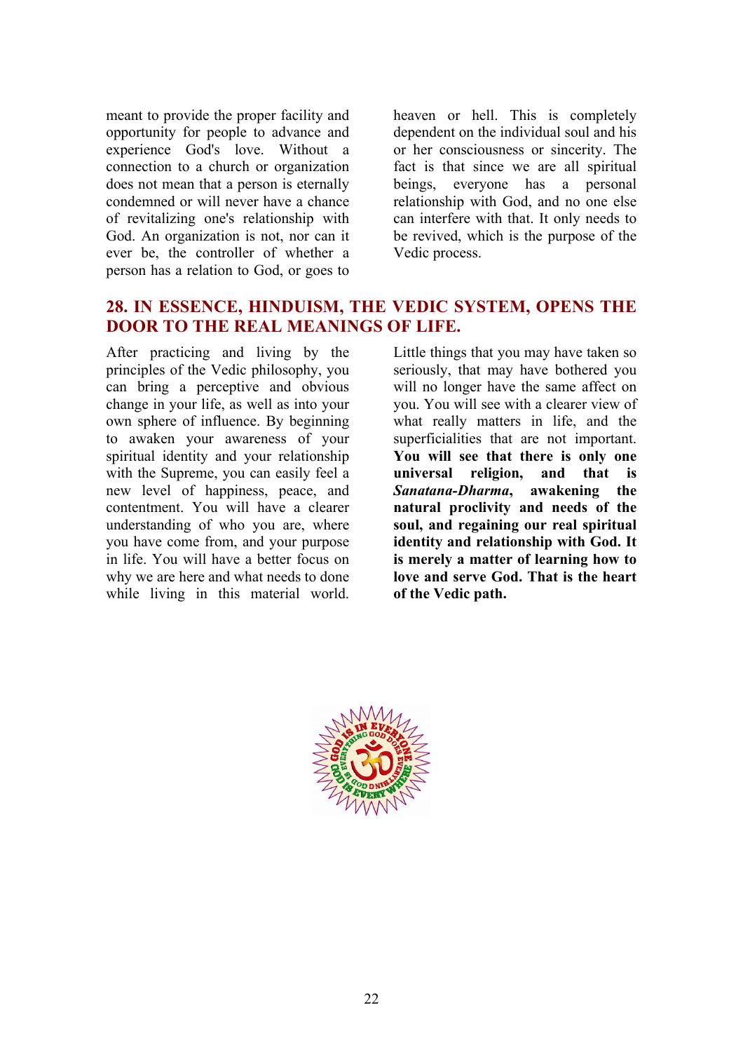meant to provide the proper facility and opportunity for people to advance and experience God's love. Without a connection to a church or organization does not mean that a person is eternally condemned or will never have a chance of revitalizing one's relationship with God. An organization is not, nor can it ever be, the controller of whether a person has a relation to God, or goes to heaven or hell. This is completely dependent on the individual soul and his or her consciousness or sincerity. The fact is that since we are all spiritual beings, everyone has a personal relationship with God, and no one else can interfere with that. It only needs to be revived, which is the purpose of the Vedic process.

## 28. IN ESSENCE, HINDUISM, THE VEDIC SYSTEM, OPENS THE DOOR TO THE REAL MEANINGS OF LIFE.

After practicing and living by the principles of the Vedic philosophy, you can bring a perceptive and obvious change in your life, as well as into your own sphere of influence. By beginning to awaken your awareness of your spiritual identity and your relationship with the Supreme, you can easily feel a new level of happiness, peace, and contentment. You will have a clearer understanding of who you are, where you have come from, and your purpose in life. You will have a better focus on why we are here and what needs to done while living in this material world. Little things that you may have taken so seriously, that may have bothered you will no longer have the same affect on you. You will see with a clearer view of what really matters in life, and the superficialities that are not important. **You will see that there is only one universal religion, and that is *Sanatana-Dharma*, awakening the natural proclivity and needs of the soul, and regaining our real spiritual identity and relationship with God. It is merely a matter of learning how to love and serve God. That is the heart of the Vedic path.**